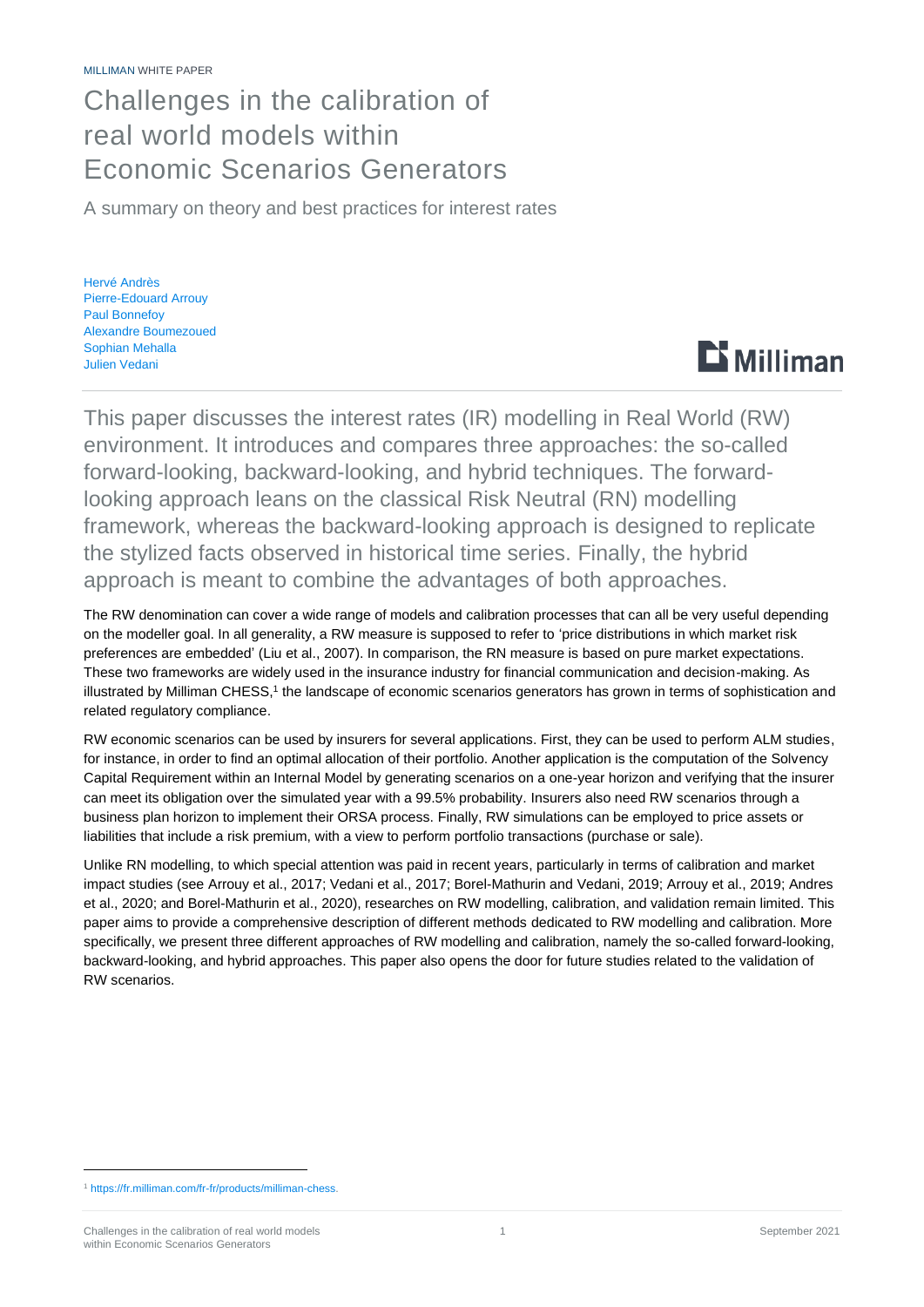MILLIMAN WHITE PAPER

# Challenges in the calibration of real world models within Economic Scenarios Generators

A summary on theory and best practices for interest rates

Hervé Andrès
Pierre-Edouard Arrouy
Paul Bonnefoy
Alexandre Boumezoued
Sophian Mehalla
Julien Vedani

This paper discusses the interest rates (IR) modelling in Real World (RW) environment. It introduces and compares three approaches: the so-called forward-looking, backward-looking, and hybrid techniques. The forward-looking approach leans on the classical Risk Neutral (RN) modelling framework, whereas the backward-looking approach is designed to replicate the stylized facts observed in historical time series. Finally, the hybrid approach is meant to combine the advantages of both approaches.

The RW denomination can cover a wide range of models and calibration processes that can all be very useful depending on the modeller goal. In all generality, a RW measure is supposed to refer to 'price distributions in which market risk preferences are embedded' (Liu et al., 2007). In comparison, the RN measure is based on pure market expectations. These two frameworks are widely used in the insurance industry for financial communication and decision-making. As illustrated by Milliman CHESS,[1] the landscape of economic scenarios generators has grown in terms of sophistication and related regulatory compliance.

RW economic scenarios can be used by insurers for several applications. First, they can be used to perform ALM studies, for instance, in order to find an optimal allocation of their portfolio. Another application is the computation of the Solvency Capital Requirement within an Internal Model by generating scenarios on a one-year horizon and verifying that the insurer can meet its obligation over the simulated year with a 99.5% probability. Insurers also need RW scenarios through a business plan horizon to implement their ORSA process. Finally, RW simulations can be employed to price assets or liabilities that include a risk premium, with a view to perform portfolio transactions (purchase or sale).

Unlike RN modelling, to which special attention was paid in recent years, particularly in terms of calibration and market impact studies (see Arrouy et al., 2017; Vedani et al., 2017; Borel-Mathurin and Vedani, 2019; Arrouy et al., 2019; Andres et al., 2020; and Borel-Mathurin et al., 2020), researches on RW modelling, calibration, and validation remain limited. This paper aims to provide a comprehensive description of different methods dedicated to RW modelling and calibration. More specifically, we present three different approaches of RW modelling and calibration, namely the so-called forward-looking, backward-looking, and hybrid approaches. This paper also opens the door for future studies related to the validation of RW scenarios.

[1] https://fr.milliman.com/fr-fr/products/milliman-chess.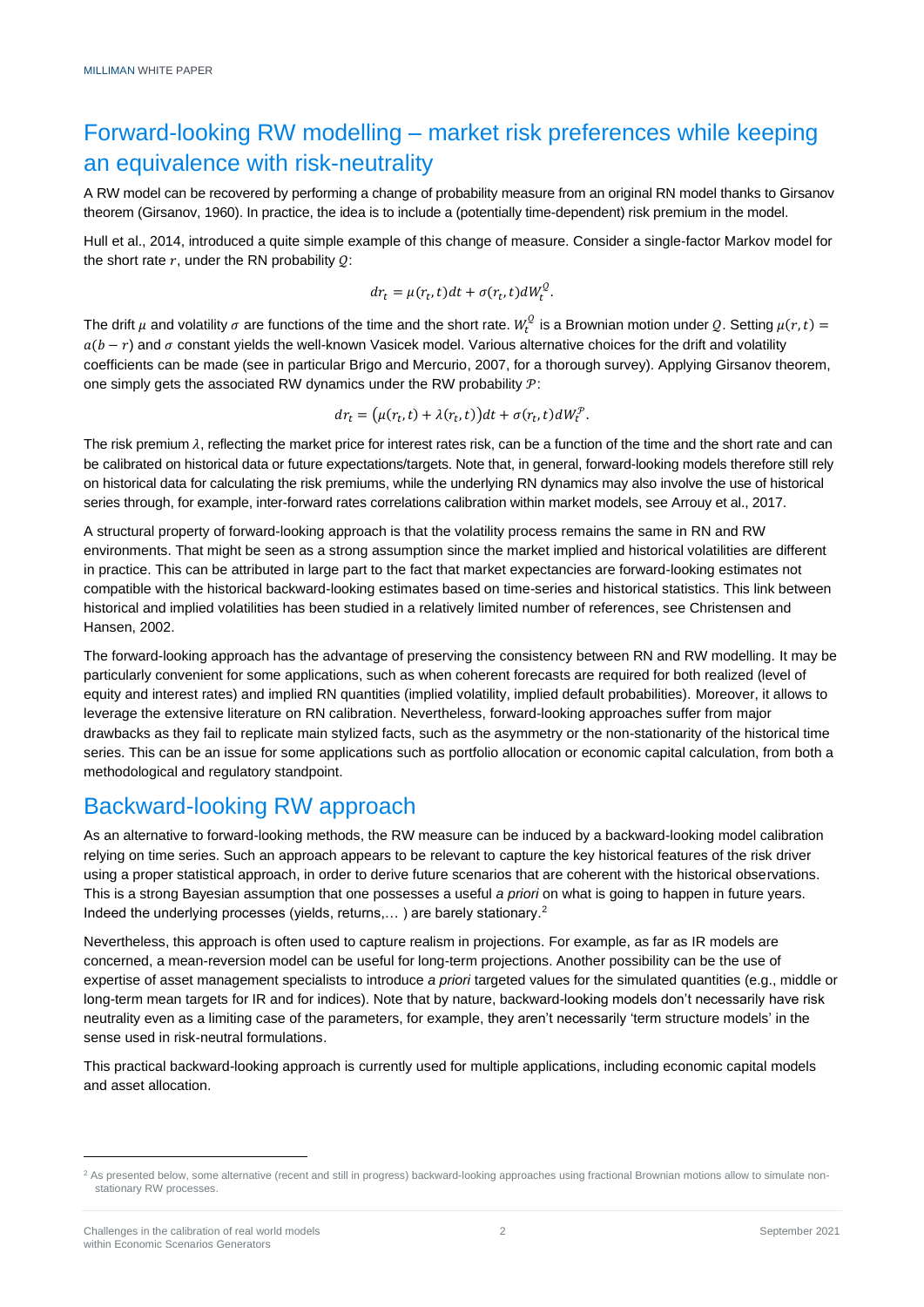## Forward-looking RW modelling – market risk preferences while keeping an equivalence with risk-neutrality

A RW model can be recovered by performing a change of probability measure from an original RN model thanks to Girsanov theorem (Girsanov, 1960). In practice, the idea is to include a (potentially time-dependent) risk premium in the model.

Hull et al., 2014, introduced a quite simple example of this change of measure. Consider a single-factor Markov model for the short rate $r$, under the RN probability $Q$:

$$dr_t = \mu(r_t, t)dt + \sigma(r_t, t)dW_t^Q.$$

The drift $\mu$ and volatility $\sigma$ are functions of the time and the short rate. $W_t^Q$ is a Brownian motion under $Q$. Setting $\mu(r,t) = a(b - r)$ and $\sigma$ constant yields the well-known Vasicek model. Various alternative choices for the drift and volatility coefficients can be made (see in particular Brigo and Mercurio, 2007, for a thorough survey). Applying Girsanov theorem, one simply gets the associated RW dynamics under the RW probability $\mathcal{P}$:

$$dr_t = \big(\mu(r_t, t) + \lambda(r_t, t)\big)dt + \sigma(r_t, t)dW_t^{\mathcal{P}}.$$

The risk premium $\lambda$, reflecting the market price for interest rates risk, can be a function of the time and the short rate and can be calibrated on historical data or future expectations/targets. Note that, in general, forward-looking models therefore still rely on historical data for calculating the risk premiums, while the underlying RN dynamics may also involve the use of historical series through, for example, inter-forward rates correlations calibration within market models, see Arrouy et al., 2017.

A structural property of forward-looking approach is that the volatility process remains the same in RN and RW environments. That might be seen as a strong assumption since the market implied and historical volatilities are different in practice. This can be attributed in large part to the fact that market expectancies are forward-looking estimates not compatible with the historical backward-looking estimates based on time-series and historical statistics. This link between historical and implied volatilities has been studied in a relatively limited number of references, see Christensen and Hansen, 2002.

The forward-looking approach has the advantage of preserving the consistency between RN and RW modelling. It may be particularly convenient for some applications, such as when coherent forecasts are required for both realized (level of equity and interest rates) and implied RN quantities (implied volatility, implied default probabilities). Moreover, it allows to leverage the extensive literature on RN calibration. Nevertheless, forward-looking approaches suffer from major drawbacks as they fail to replicate main stylized facts, such as the asymmetry or the non-stationarity of the historical time series. This can be an issue for some applications such as portfolio allocation or economic capital calculation, from both a methodological and regulatory standpoint.

## Backward-looking RW approach

As an alternative to forward-looking methods, the RW measure can be induced by a backward-looking model calibration relying on time series. Such an approach appears to be relevant to capture the key historical features of the risk driver using a proper statistical approach, in order to derive future scenarios that are coherent with the historical observations. This is a strong Bayesian assumption that one possesses a useful *a priori* on what is going to happen in future years. Indeed the underlying processes (yields, returns,… ) are barely stationary.[2]

Nevertheless, this approach is often used to capture realism in projections. For example, as far as IR models are concerned, a mean-reversion model can be useful for long-term projections. Another possibility can be the use of expertise of asset management specialists to introduce *a priori* targeted values for the simulated quantities (e.g., middle or long-term mean targets for IR and for indices). Note that by nature, backward-looking models don't necessarily have risk neutrality even as a limiting case of the parameters, for example, they aren't necessarily 'term structure models' in the sense used in risk-neutral formulations.

This practical backward-looking approach is currently used for multiple applications, including economic capital models and asset allocation.

[2] As presented below, some alternative (recent and still in progress) backward-looking approaches using fractional Brownian motions allow to simulate non-stationary RW processes.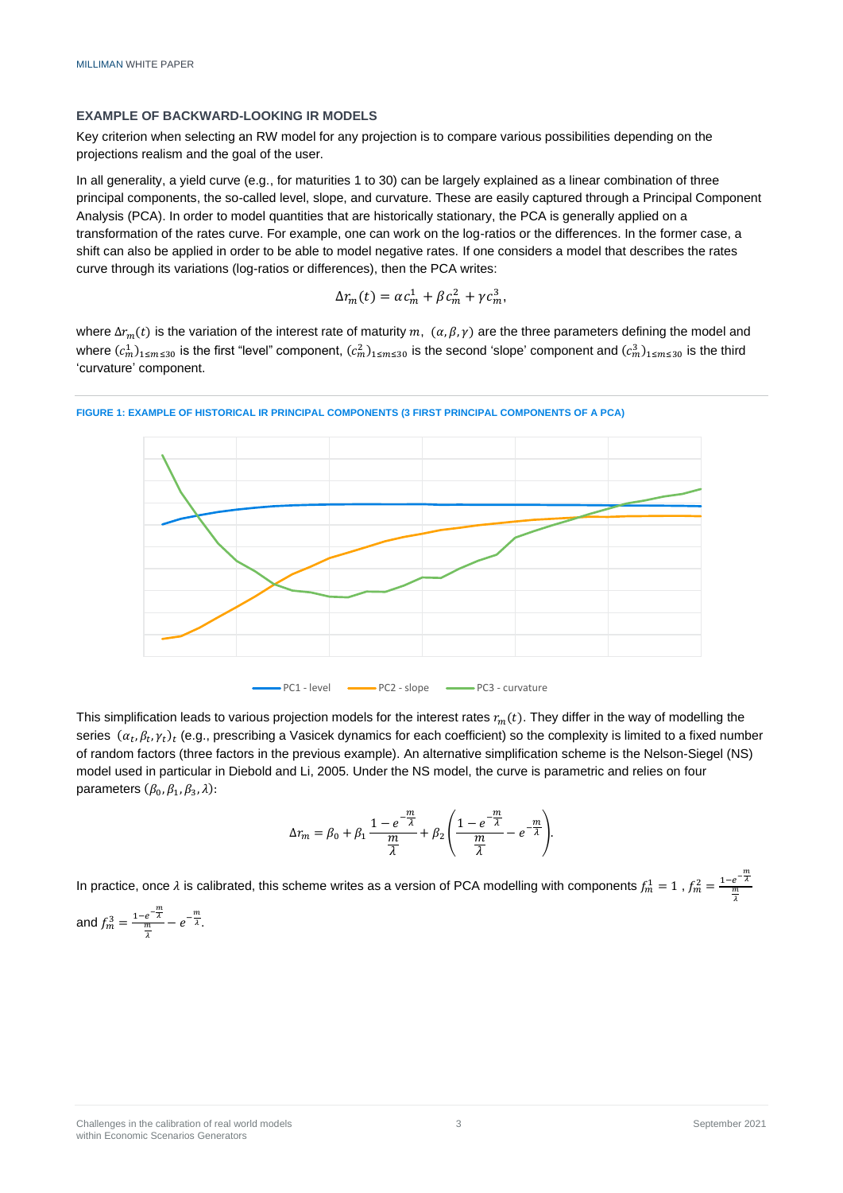### EXAMPLE OF BACKWARD-LOOKING IR MODELS

Key criterion when selecting an RW model for any projection is to compare various possibilities depending on the projections realism and the goal of the user.

In all generality, a yield curve (e.g., for maturities 1 to 30) can be largely explained as a linear combination of three principal components, the so-called level, slope, and curvature. These are easily captured through a Principal Component Analysis (PCA). In order to model quantities that are historically stationary, the PCA is generally applied on a transformation of the rates curve. For example, one can work on the log-ratios or the differences. In the former case, a shift can also be applied in order to be able to model negative rates. If one considers a model that describes the rates curve through its variations (log-ratios or differences), then the PCA writes:

$$\Delta r_m(t) = \alpha c_m^1 + \beta c_m^2 + \gamma c_m^3,$$

where $\Delta r_m(t)$ is the variation of the interest rate of maturity $m$, $(\alpha, \beta, \gamma)$ are the three parameters defining the model and where $(c_m^1)_{1 \leq m \leq 30}$ is the first "level" component, $(c_m^2)_{1 \leq m \leq 30}$ is the second 'slope' component and $(c_m^3)_{1 \leq m \leq 30}$ is the third 'curvature' component.

**FIGURE 1: EXAMPLE OF HISTORICAL IR PRINCIPAL COMPONENTS (3 FIRST PRINCIPAL COMPONENTS OF A PCA)**

PC1 - level, PC2 - slope, PC3 - curvature

This simplification leads to various projection models for the interest rates $r_m(t)$. They differ in the way of modelling the series $(\alpha_t, \beta_t, \gamma_t)_t$ (e.g., prescribing a Vasicek dynamics for each coefficient) so the complexity is limited to a fixed number of random factors (three factors in the previous example). An alternative simplification scheme is the Nelson-Siegel (NS) model used in particular in Diebold and Li, 2005. Under the NS model, the curve is parametric and relies on four parameters $(\beta_0, \beta_1, \beta_3, \lambda)$:

$$\Delta r_m = \beta_0 + \beta_1 \frac{1 - e^{-\frac{m}{\lambda}}}{\frac{m}{\lambda}} + \beta_2 \left( \frac{1 - e^{-\frac{m}{\lambda}}}{\frac{m}{\lambda}} - e^{-\frac{m}{\lambda}} \right).$$

In practice, once $\lambda$ is calibrated, this scheme writes as a version of PCA modelling with components $f_m^1 = 1$ , $f_m^2 = \frac{1 - e^{-\frac{m}{\lambda}}}{\frac{m}{\lambda}}$ and $f_m^3 = \frac{1 - e^{-\frac{m}{\lambda}}}{\frac{m}{\lambda}} - e^{-\frac{m}{\lambda}}$.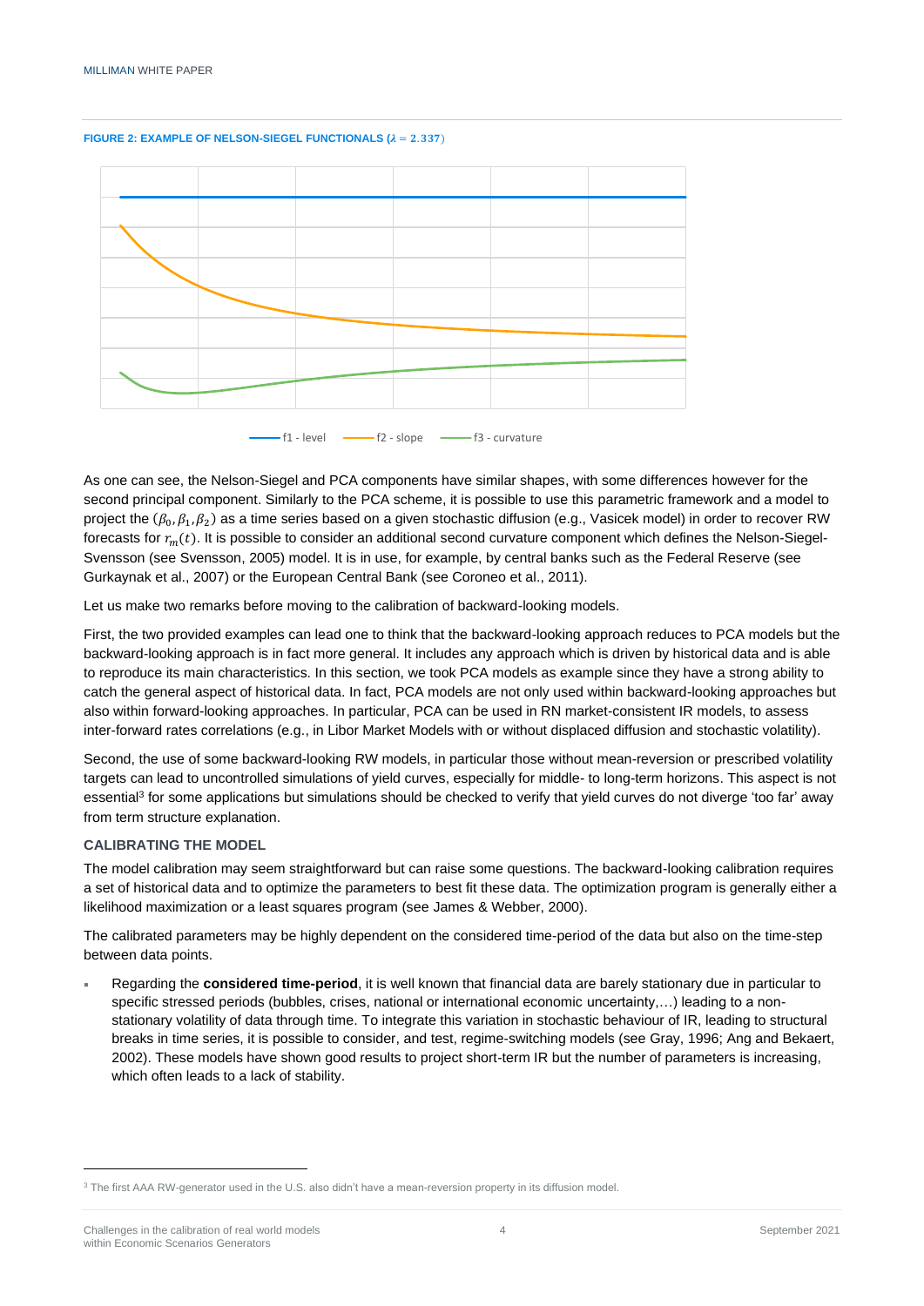**FIGURE 2: EXAMPLE OF NELSON-SIEGEL FUNCTIONALS ($\lambda = 2.337$)**

f1 - level    f2 - slope    f3 - curvature

As one can see, the Nelson-Siegel and PCA components have similar shapes, with some differences however for the second principal component. Similarly to the PCA scheme, it is possible to use this parametric framework and a model to project the $(\beta_0, \beta_1, \beta_2)$ as a time series based on a given stochastic diffusion (e.g., Vasicek model) in order to recover RW forecasts for $r_m(t)$. It is possible to consider an additional second curvature component which defines the Nelson-Siegel-Svensson (see Svensson, 2005) model. It is in use, for example, by central banks such as the Federal Reserve (see Gurkaynak et al., 2007) or the European Central Bank (see Coroneo et al., 2011).

Let us make two remarks before moving to the calibration of backward-looking models.

First, the two provided examples can lead one to think that the backward-looking approach reduces to PCA models but the backward-looking approach is in fact more general. It includes any approach which is driven by historical data and is able to reproduce its main characteristics. In this section, we took PCA models as example since they have a strong ability to catch the general aspect of historical data. In fact, PCA models are not only used within backward-looking approaches but also within forward-looking approaches. In particular, PCA can be used in RN market-consistent IR models, to assess inter-forward rates correlations (e.g., in Libor Market Models with or without displaced diffusion and stochastic volatility).

Second, the use of some backward-looking RW models, in particular those without mean-reversion or prescribed volatility targets can lead to uncontrolled simulations of yield curves, especially for middle- to long-term horizons. This aspect is not essential[3] for some applications but simulations should be checked to verify that yield curves do not diverge 'too far' away from term structure explanation.

### CALIBRATING THE MODEL

The model calibration may seem straightforward but can raise some questions. The backward-looking calibration requires a set of historical data and to optimize the parameters to best fit these data. The optimization program is generally either a likelihood maximization or a least squares program (see James & Webber, 2000).

The calibrated parameters may be highly dependent on the considered time-period of the data but also on the time-step between data points.

- Regarding the **considered time-period**, it is well known that financial data are barely stationary due in particular to specific stressed periods (bubbles, crises, national or international economic uncertainty,…) leading to a non-stationary volatility of data through time. To integrate this variation in stochastic behaviour of IR, leading to structural breaks in time series, it is possible to consider, and test, regime-switching models (see Gray, 1996; Ang and Bekaert, 2002). These models have shown good results to project short-term IR but the number of parameters is increasing, which often leads to a lack of stability.

[3] The first AAA RW-generator used in the U.S. also didn't have a mean-reversion property in its diffusion model.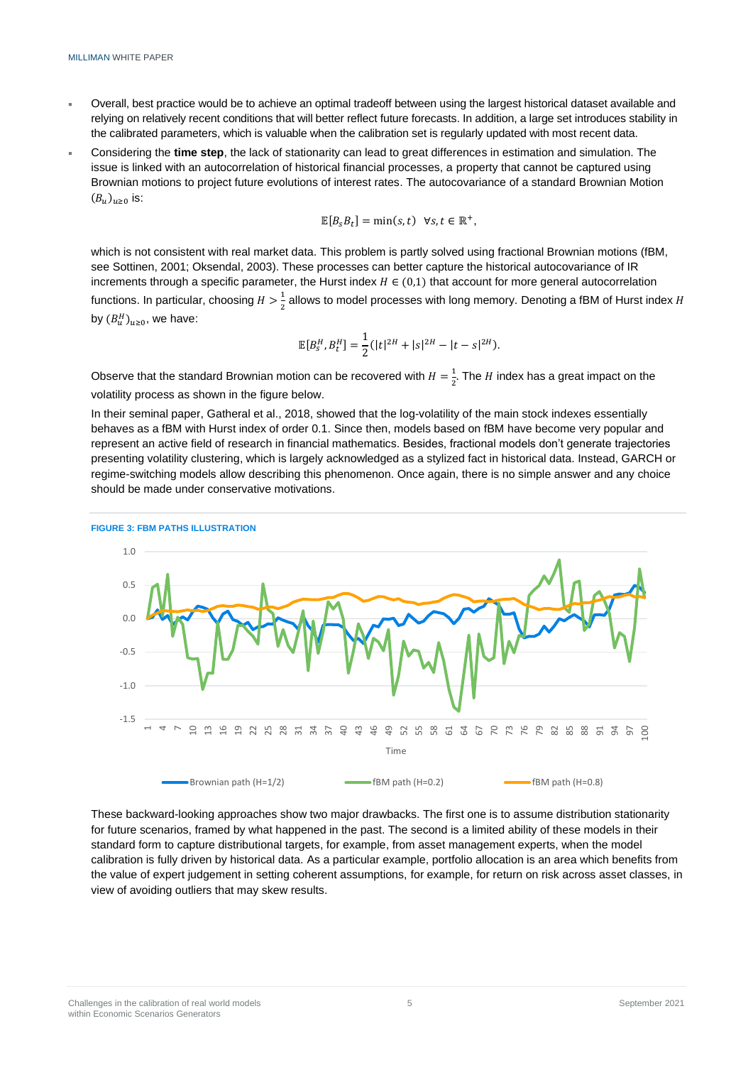- Overall, best practice would be to achieve an optimal tradeoff between using the largest historical dataset available and relying on relatively recent conditions that will better reflect future forecasts. In addition, a large set introduces stability in the calibrated parameters, which is valuable when the calibration set is regularly updated with most recent data.
- Considering the **time step**, the lack of stationarity can lead to great differences in estimation and simulation. The issue is linked with an autocorrelation of historical financial processes, a property that cannot be captured using Brownian motions to project future evolutions of interest rates. The autocovariance of a standard Brownian Motion $(B_u)_{u\geq 0}$ is:

$$\mathbb{E}[B_s B_t] = \min(s,t) \quad \forall s,t \in \mathbb{R}^+,$$

which is not consistent with real market data. This problem is partly solved using fractional Brownian motions (fBM, see Sottinen, 2001; Oksendal, 2003). These processes can better capture the historical autocovariance of IR increments through a specific parameter, the Hurst index $H \in (0,1)$ that account for more general autocorrelation functions. In particular, choosing $H > \frac{1}{2}$ allows to model processes with long memory. Denoting a fBM of Hurst index $H$ by $(B_u^H)_{u\geq 0}$, we have:

$$\mathbb{E}[B_s^H, B_t^H] = \frac{1}{2}(|t|^{2H} + |s|^{2H} - |t-s|^{2H}).$$

Observe that the standard Brownian motion can be recovered with $H = \frac{1}{2}$. The $H$ index has a great impact on the volatility process as shown in the figure below.

In their seminal paper, Gatheral et al., 2018, showed that the log-volatility of the main stock indexes essentially behaves as a fBM with Hurst index of order 0.1. Since then, models based on fBM have become very popular and represent an active field of research in financial mathematics. Besides, fractional models don't generate trajectories presenting volatility clustering, which is largely acknowledged as a stylized fact in historical data. Instead, GARCH or regime-switching models allow describing this phenomenon. Once again, there is no simple answer and any choice should be made under conservative motivations.

**FIGURE 3: FBM PATHS ILLUSTRATION**

These backward-looking approaches show two major drawbacks. The first one is to assume distribution stationarity for future scenarios, framed by what happened in the past. The second is a limited ability of these models in their standard form to capture distributional targets, for example, from asset management experts, when the model calibration is fully driven by historical data. As a particular example, portfolio allocation is an area which benefits from the value of expert judgement in setting coherent assumptions, for example, for return on risk across asset classes, in view of avoiding outliers that may skew results.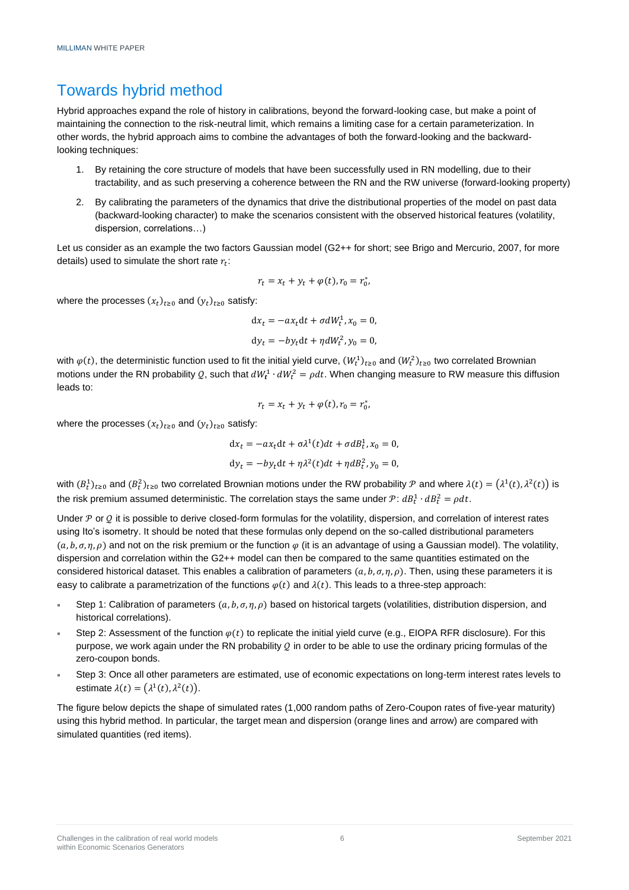## Towards hybrid method

Hybrid approaches expand the role of history in calibrations, beyond the forward-looking case, but make a point of maintaining the connection to the risk-neutral limit, which remains a limiting case for a certain parameterization. In other words, the hybrid approach aims to combine the advantages of both the forward-looking and the backward-looking techniques:

1. By retaining the core structure of models that have been successfully used in RN modelling, due to their tractability, and as such preserving a coherence between the RN and the RW universe (forward-looking property)
2. By calibrating the parameters of the dynamics that drive the distributional properties of the model on past data (backward-looking character) to make the scenarios consistent with the observed historical features (volatility, dispersion, correlations…)

Let us consider as an example the two factors Gaussian model (G2++ for short; see Brigo and Mercurio, 2007, for more details) used to simulate the short rate $r_t$:

$$r_t = x_t + y_t + \varphi(t), r_0 = r_0^*,$$

where the processes $(x_t)_{t\geq 0}$ and $(y_t)_{t\geq 0}$ satisfy:

$$\mathrm{d}x_t = -ax_t\mathrm{d}t + \sigma dW_t^1, x_0 = 0,$$

$$\mathrm{d}y_t = -by_t\mathrm{d}t + \eta dW_t^2, y_0 = 0,$$

with $\varphi(t)$, the deterministic function used to fit the initial yield curve, $(W_t^1)_{t\geq 0}$ and $(W_t^2)_{t\geq 0}$ two correlated Brownian motions under the RN probability $\mathcal{Q}$, such that $dW_t^1 \cdot dW_t^2 = \rho dt$. When changing measure to RW measure this diffusion leads to:

$$r_t = x_t + y_t + \varphi(t), r_0 = r_0^*,$$

where the processes $(x_t)_{t\geq 0}$ and $(y_t)_{t\geq 0}$ satisfy:

$$\mathrm{d}x_t = -ax_t\mathrm{d}t + \sigma\lambda^1(t)dt + \sigma dB_t^1, x_0 = 0,$$

$$\mathrm{d}y_t = -by_t\mathrm{d}t + \eta\lambda^2(t)dt + \eta dB_t^2, y_0 = 0,$$

with $(B_t^1)_{t\geq 0}$ and $(B_t^2)_{t\geq 0}$ two correlated Brownian motions under the RW probability $\mathcal{P}$ and where $\lambda(t) = (\lambda^1(t), \lambda^2(t))$ is the risk premium assumed deterministic. The correlation stays the same under $\mathcal{P}$: $dB_t^1 \cdot dB_t^2 = \rho dt$.

Under $\mathcal{P}$ or $\mathcal{Q}$ it is possible to derive closed-form formulas for the volatility, dispersion, and correlation of interest rates using Ito's isometry. It should be noted that these formulas only depend on the so-called distributional parameters $(a, b, \sigma, \eta, \rho)$ and not on the risk premium or the function $\varphi$ (it is an advantage of using a Gaussian model). The volatility, dispersion and correlation within the G2++ model can then be compared to the same quantities estimated on the considered historical dataset. This enables a calibration of parameters $(a, b, \sigma, \eta, \rho)$. Then, using these parameters it is easy to calibrate a parametrization of the functions $\varphi(t)$ and $\lambda(t)$. This leads to a three-step approach:

- Step 1: Calibration of parameters $(a, b, \sigma, \eta, \rho)$ based on historical targets (volatilities, distribution dispersion, and historical correlations).
- Step 2: Assessment of the function $\varphi(t)$ to replicate the initial yield curve (e.g., EIOPA RFR disclosure). For this purpose, we work again under the RN probability $\mathcal{Q}$ in order to be able to use the ordinary pricing formulas of the zero-coupon bonds.
- Step 3: Once all other parameters are estimated, use of economic expectations on long-term interest rates levels to estimate $\lambda(t) = (\lambda^1(t), \lambda^2(t))$.

The figure below depicts the shape of simulated rates (1,000 random paths of Zero-Coupon rates of five-year maturity) using this hybrid method. In particular, the target mean and dispersion (orange lines and arrow) are compared with simulated quantities (red items).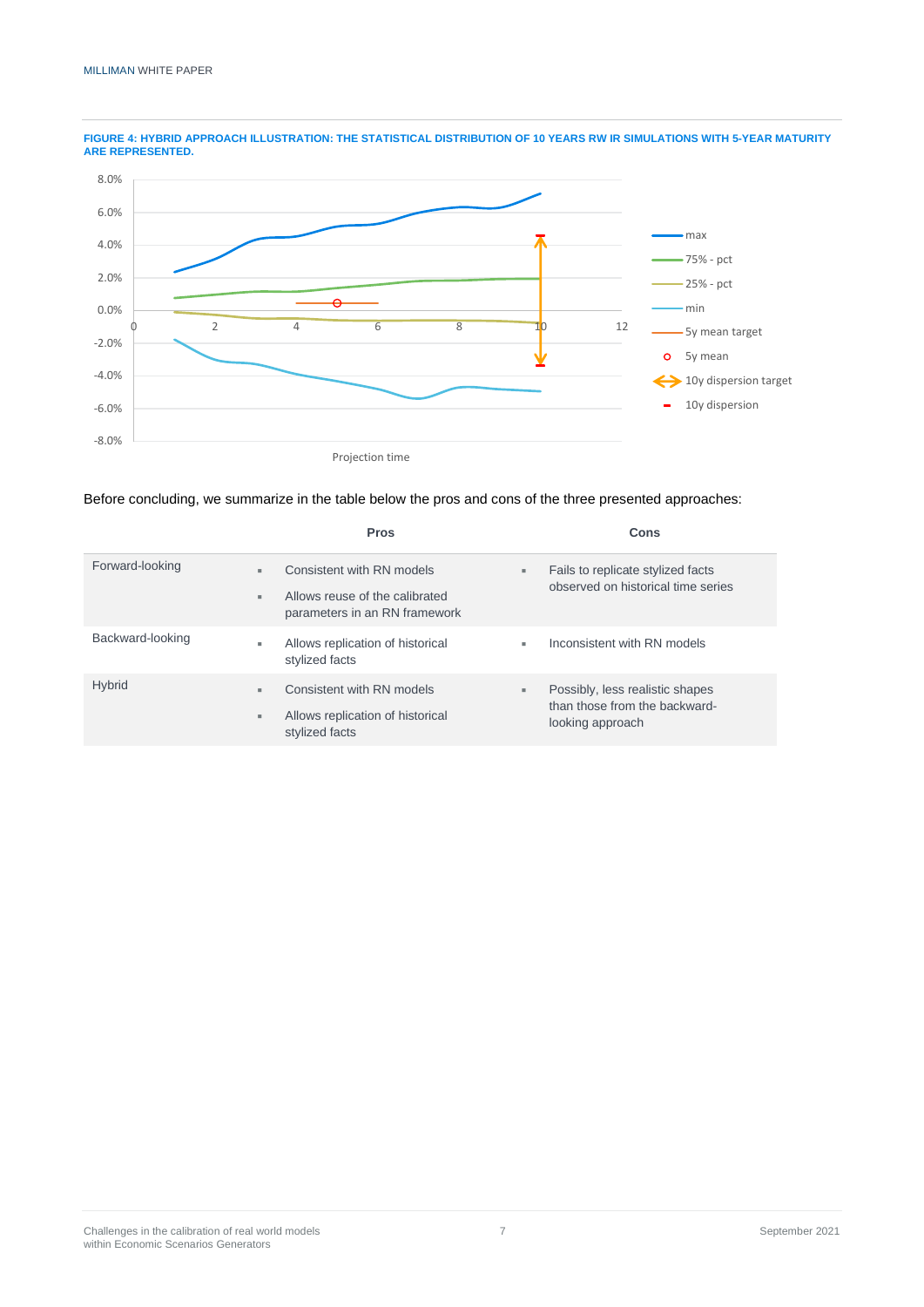**FIGURE 4: HYBRID APPROACH ILLUSTRATION: THE STATISTICAL DISTRIBUTION OF 10 YEARS RW IR SIMULATIONS WITH 5-YEAR MATURITY ARE REPRESENTED.**

Before concluding, we summarize in the table below the pros and cons of the three presented approaches:

| | Pros | Cons |
|---|---|---|
| Forward-looking | ▪ Consistent with RN models<br>▪ Allows reuse of the calibrated parameters in an RN framework | ▪ Fails to replicate stylized facts observed on historical time series |
| Backward-looking | ▪ Allows replication of historical stylized facts | ▪ Inconsistent with RN models |
| Hybrid | ▪ Consistent with RN models<br>▪ Allows replication of historical stylized facts | ▪ Possibly, less realistic shapes than those from the backward-looking approach |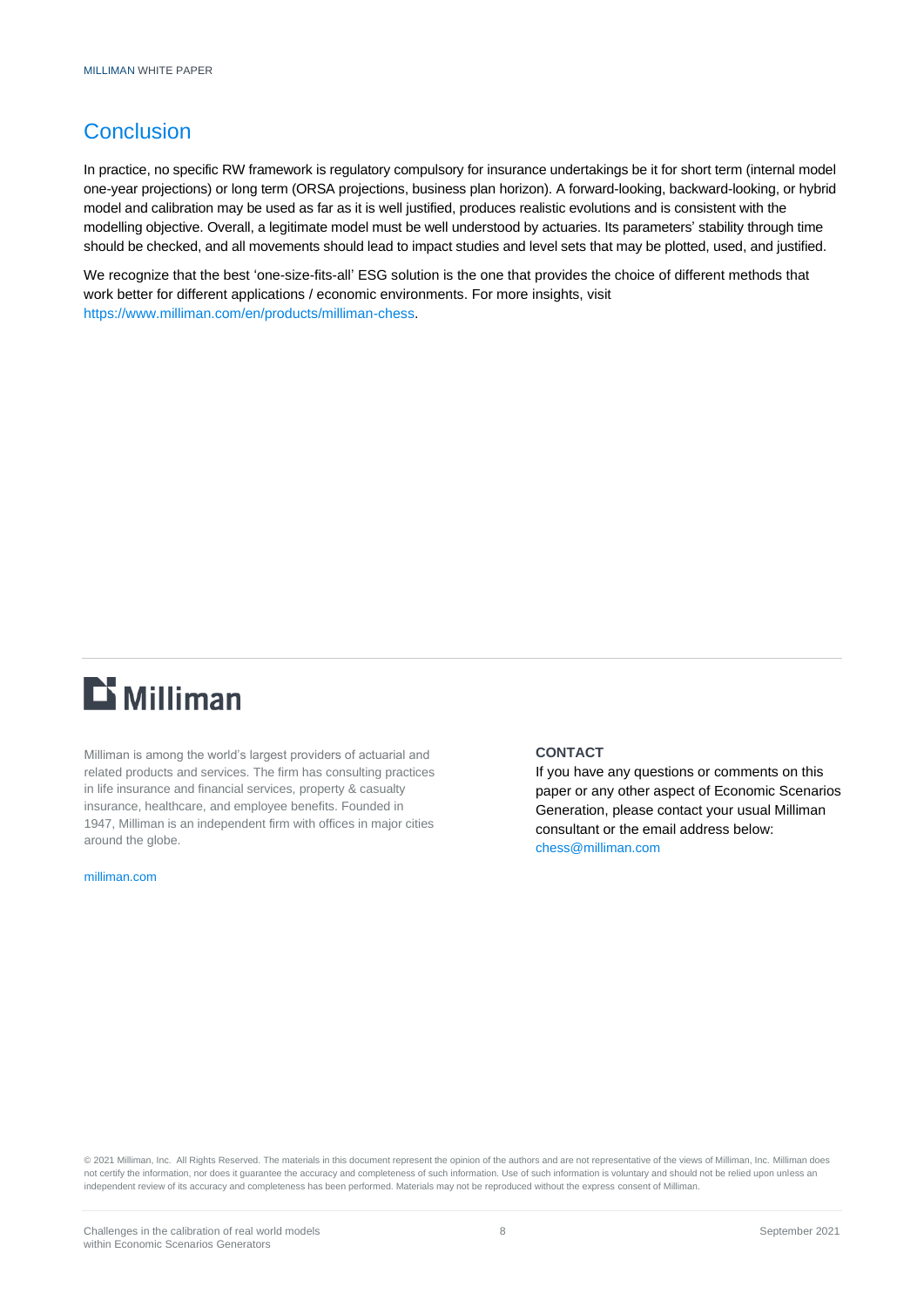## Conclusion

In practice, no specific RW framework is regulatory compulsory for insurance undertakings be it for short term (internal model one-year projections) or long term (ORSA projections, business plan horizon). A forward-looking, backward-looking, or hybrid model and calibration may be used as far as it is well justified, produces realistic evolutions and is consistent with the modelling objective. Overall, a legitimate model must be well understood by actuaries. Its parameters' stability through time should be checked, and all movements should lead to impact studies and level sets that may be plotted, used, and justified.

We recognize that the best 'one-size-fits-all' ESG solution is the one that provides the choice of different methods that work better for different applications / economic environments. For more insights, visit https://www.milliman.com/en/products/milliman-chess.

Milliman

Milliman is among the world's largest providers of actuarial and related products and services. The firm has consulting practices in life insurance and financial services, property & casualty insurance, healthcare, and employee benefits. Founded in 1947, Milliman is an independent firm with offices in major cities around the globe.

milliman.com

**CONTACT**

If you have any questions or comments on this paper or any other aspect of Economic Scenarios Generation, please contact your usual Milliman consultant or the email address below:
chess@milliman.com

© 2021 Milliman, Inc. All Rights Reserved. The materials in this document represent the opinion of the authors and are not representative of the views of Milliman, Inc. Milliman does not certify the information, nor does it guarantee the accuracy and completeness of such information. Use of such information is voluntary and should not be relied upon unless an independent review of its accuracy and completeness has been performed. Materials may not be reproduced without the express consent of Milliman.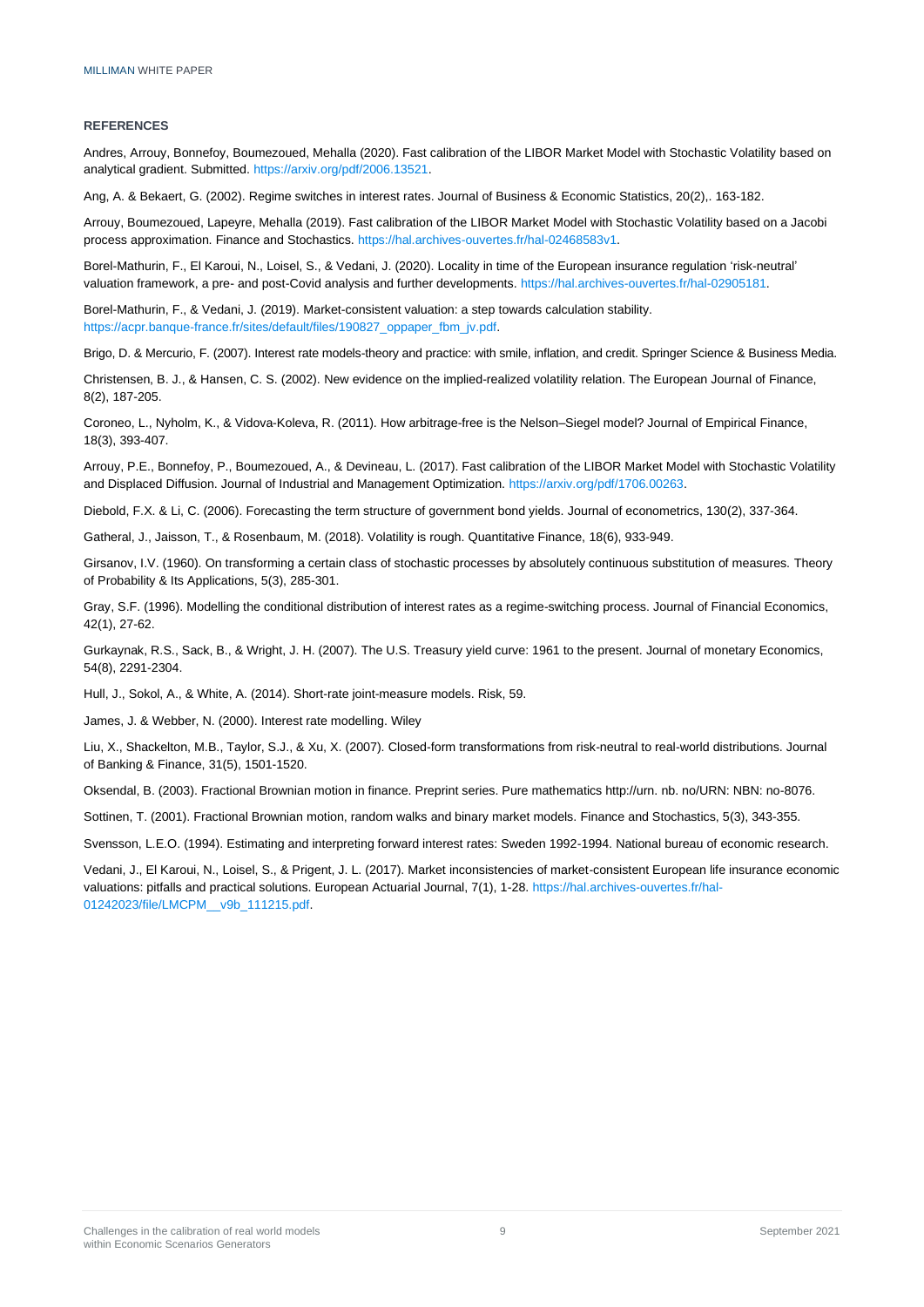**REFERENCES**

Andres, Arrouy, Bonnefoy, Boumezoued, Mehalla (2020). Fast calibration of the LIBOR Market Model with Stochastic Volatility based on analytical gradient. Submitted. https://arxiv.org/pdf/2006.13521.

Ang, A. & Bekaert, G. (2002). Regime switches in interest rates. Journal of Business & Economic Statistics, 20(2),. 163-182.

Arrouy, Boumezoued, Lapeyre, Mehalla (2019). Fast calibration of the LIBOR Market Model with Stochastic Volatility based on a Jacobi process approximation. Finance and Stochastics. https://hal.archives-ouvertes.fr/hal-02468583v1.

Borel-Mathurin, F., El Karoui, N., Loisel, S., & Vedani, J. (2020). Locality in time of the European insurance regulation 'risk-neutral' valuation framework, a pre- and post-Covid analysis and further developments. https://hal.archives-ouvertes.fr/hal-02905181.

Borel-Mathurin, F., & Vedani, J. (2019). Market-consistent valuation: a step towards calculation stability. https://acpr.banque-france.fr/sites/default/files/190827_oppaper_fbm_jv.pdf.

Brigo, D. & Mercurio, F. (2007). Interest rate models-theory and practice: with smile, inflation, and credit. Springer Science & Business Media.

Christensen, B. J., & Hansen, C. S. (2002). New evidence on the implied-realized volatility relation. The European Journal of Finance, 8(2), 187-205.

Coroneo, L., Nyholm, K., & Vidova-Koleva, R. (2011). How arbitrage-free is the Nelson–Siegel model? Journal of Empirical Finance, 18(3), 393-407.

Arrouy, P.E., Bonnefoy, P., Boumezoued, A., & Devineau, L. (2017). Fast calibration of the LIBOR Market Model with Stochastic Volatility and Displaced Diffusion. Journal of Industrial and Management Optimization. https://arxiv.org/pdf/1706.00263.

Diebold, F.X. & Li, C. (2006). Forecasting the term structure of government bond yields. Journal of econometrics, 130(2), 337-364.

Gatheral, J., Jaisson, T., & Rosenbaum, M. (2018). Volatility is rough. Quantitative Finance, 18(6), 933-949.

Girsanov, I.V. (1960). On transforming a certain class of stochastic processes by absolutely continuous substitution of measures. Theory of Probability & Its Applications, 5(3), 285-301.

Gray, S.F. (1996). Modelling the conditional distribution of interest rates as a regime-switching process. Journal of Financial Economics, 42(1), 27-62.

Gurkaynak, R.S., Sack, B., & Wright, J. H. (2007). The U.S. Treasury yield curve: 1961 to the present. Journal of monetary Economics, 54(8), 2291-2304.

Hull, J., Sokol, A., & White, A. (2014). Short-rate joint-measure models. Risk, 59.

James, J. & Webber, N. (2000). Interest rate modelling. Wiley

Liu, X., Shackelton, M.B., Taylor, S.J., & Xu, X. (2007). Closed-form transformations from risk-neutral to real-world distributions. Journal of Banking & Finance, 31(5), 1501-1520.

Oksendal, B. (2003). Fractional Brownian motion in finance. Preprint series. Pure mathematics http://urn. nb. no/URN: NBN: no-8076.

Sottinen, T. (2001). Fractional Brownian motion, random walks and binary market models. Finance and Stochastics, 5(3), 343-355.

Svensson, L.E.O. (1994). Estimating and interpreting forward interest rates: Sweden 1992-1994. National bureau of economic research.

Vedani, J., El Karoui, N., Loisel, S., & Prigent, J. L. (2017). Market inconsistencies of market-consistent European life insurance economic valuations: pitfalls and practical solutions. European Actuarial Journal, 7(1), 1-28. https://hal.archives-ouvertes.fr/hal-01242023/file/LMCPM__v9b_111215.pdf.